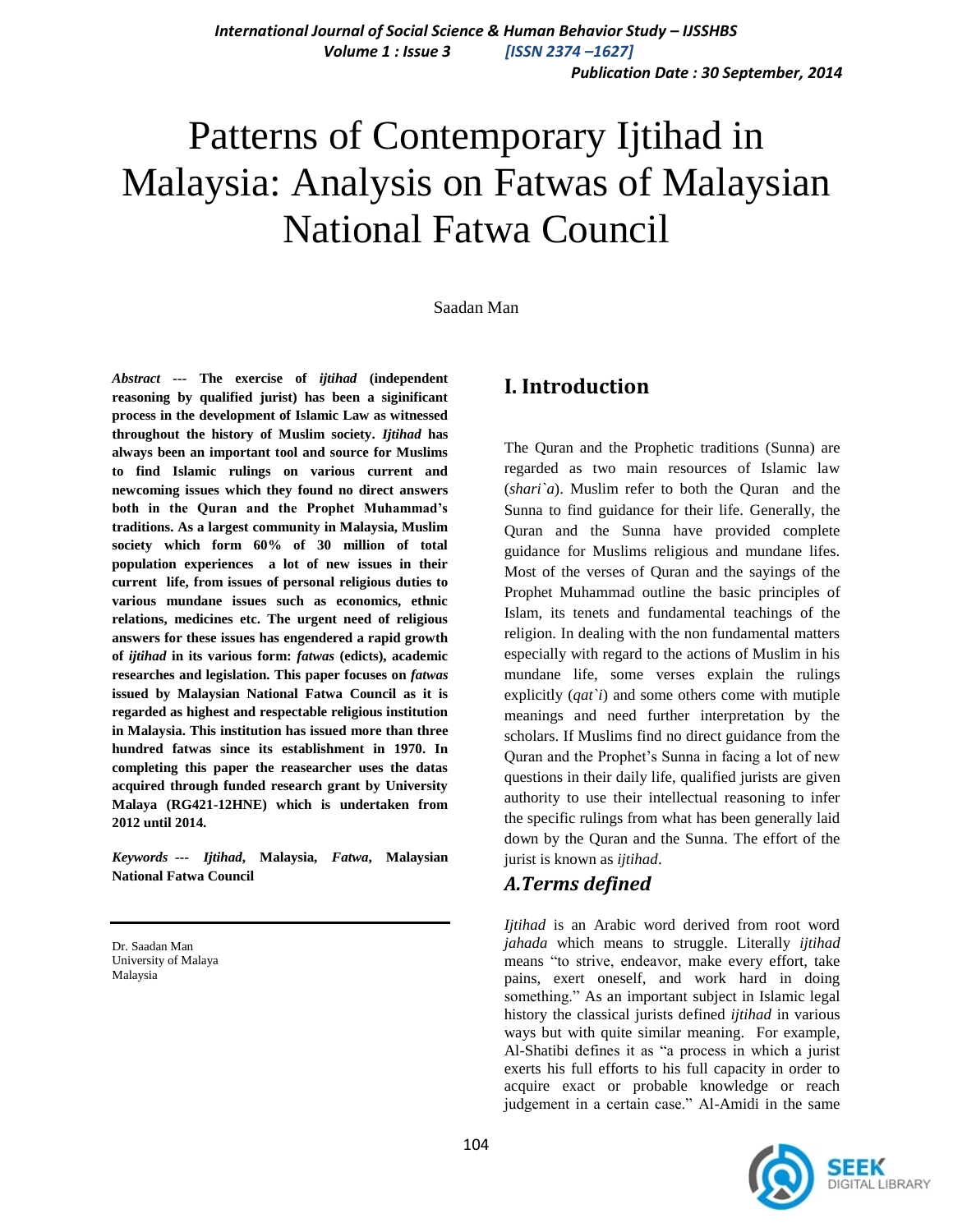# Patterns of Contemporary Ijtihad in Malaysia: Analysis on Fatwas of Malaysian National Fatwa Council

Saadan Man

***Abstract* --- The exercise of *ijtihad* (independent reasoning by qualified jurist) has been a siginificant process in the development of Islamic Law as witnessed throughout the history of Muslim society. *Ijtihad* has always been an important tool and source for Muslims to find Islamic rulings on various current and newcoming issues which they found no direct answers both in the Quran and the Prophet Muhammad's traditions. As a largest community in Malaysia, Muslim society which form 60% of 30 million of total population experiences a lot of new issues in their current life, from issues of personal religious duties to various mundane issues such as economics, ethnic relations, medicines etc. The urgent need of religious answers for these issues has engendered a rapid growth of *ijtihad* in its various form: *fatwas* (edicts), academic researches and legislation. This paper focuses on *fatwas* issued by Malaysian National Fatwa Council as it is regarded as highest and respectable religious institution in Malaysia. This institution has issued more than three hundred fatwas since its establishment in 1970. In completing this paper the reasearcher uses the datas acquired through funded research grant by University Malaya (RG421-12HNE) which is undertaken from 2012 until 2014.**

***Keywords* --- *Ijtihad*, Malaysia, *Fatwa*, Malaysian National Fatwa Council**

Dr. Saadan Man
University of Malaya
Malaysia

## I. Introduction

The Quran and the Prophetic traditions (Sunna) are regarded as two main resources of Islamic law (*shari`a*). Muslim refer to both the Quran and the Sunna to find guidance for their life. Generally, the Quran and the Sunna have provided complete guidance for Muslims religious and mundane lifes. Most of the verses of Quran and the sayings of the Prophet Muhammad outline the basic principles of Islam, its tenets and fundamental teachings of the religion. In dealing with the non fundamental matters especially with regard to the actions of Muslim in his mundane life, some verses explain the rulings explicitly (*qat`i*) and some others come with mutiple meanings and need further interpretation by the scholars. If Muslims find no direct guidance from the Quran and the Prophet's Sunna in facing a lot of new questions in their daily life, qualified jurists are given authority to use their intellectual reasoning to infer the specific rulings from what has been generally laid down by the Quran and the Sunna. The effort of the jurist is known as *ijtihad*.

### *A.Terms defined*

*Ijtihad* is an Arabic word derived from root word *jahada* which means to struggle. Literally *ijtihad* means "to strive, endeavor, make every effort, take pains, exert oneself, and work hard in doing something." As an important subject in Islamic legal history the classical jurists defined *ijtihad* in various ways but with quite similar meaning. For example, Al-Shatibi defines it as "a process in which a jurist exerts his full efforts to his full capacity in order to acquire exact or probable knowledge or reach judgement in a certain case." Al-Amidi in the same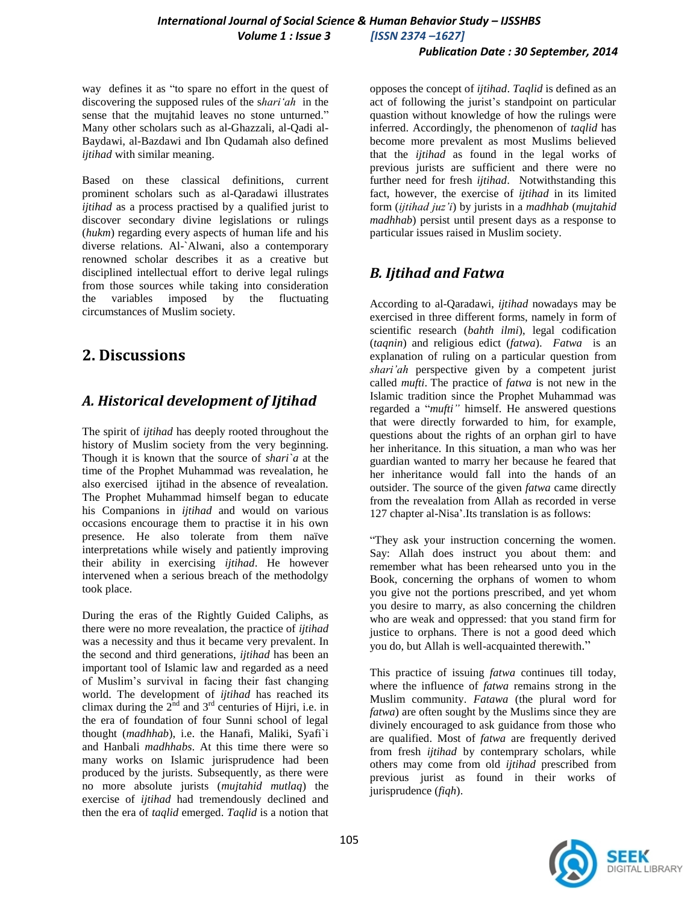way defines it as "to spare no effort in the quest of discovering the supposed rules of the s*hari'ah* in the sense that the mujtahid leaves no stone unturned." Many other scholars such as al-Ghazzali, al-Qadi al-Baydawi, al-Bazdawi and Ibn Qudamah also defined *ijtihad* with similar meaning.

Based on these classical definitions, current prominent scholars such as al-Qaradawi illustrates *ijtihad* as a process practised by a qualified jurist to discover secondary divine legislations or rulings (*hukm*) regarding every aspects of human life and his diverse relations. Al-`Alwani, also a contemporary renowned scholar describes it as a creative but disciplined intellectual effort to derive legal rulings from those sources while taking into consideration the variables imposed by the fluctuating circumstances of Muslim society.

## 2. Discussions

### *A. Historical development of Ijtihad*

The spirit of *ijtihad* has deeply rooted throughout the history of Muslim society from the very beginning. Though it is known that the source of *shari`a* at the time of the Prophet Muhammad was revealation, he also exercised ijtihad in the absence of revelation. The Prophet Muhammad himself began to educate his Companions in *ijtihad* and would on various occasions encourage them to practise it in his own presence. He also tolerate from them naïve interpretations while wisely and patiently improving their ability in exercising *ijtihad*. He however intervened when a serious breach of the methodolgy took place.

During the eras of the Rightly Guided Caliphs, as there were no more revelation, the practice of *ijtihad* was a necessity and thus it became very prevalent. In the second and third generations, *ijtihad* has been an important tool of Islamic law and regarded as a need of Muslim's survival in facing their fast changing world. The development of *ijtihad* has reached its climax during the 2nd and 3rd centuries of Hijri, i.e. in the era of foundation of four Sunni school of legal thought (*madhhab*), i.e. the Hanafi, Maliki, Syafi`i and Hanbali *madhhabs*. At this time there were so many works on Islamic jurisprudence had been produced by the jurists. Subsequently, as there were no more absolute jurists (*mujtahid mutlaq*) the exercise of *ijtihad* had tremendously declined and then the era of *taqlid* emerged. *Taqlid* is a notion that opposes the concept of *ijtihad*. *Taqlid* is defined as an act of following the jurist's standpoint on particular question without knowledge of how the rulings were inferred. Accordingly, the phenomenon of *taqlid* has become more prevalent as most Muslims believed that the *ijtihad* as found in the legal works of previous jurists are sufficient and there were no further need for fresh *ijtihad*. Notwithstanding this fact, however, the exercise of *ijtihad* in its limited form (*ijtihad juz'i*) by jurists in a *madhhab* (*mujtahid madhhab*) persist until present days as a response to particular issues raised in Muslim society.

### *B. Ijtihad and Fatwa*

According to al-Qaradawi, *ijtihad* nowadays may be exercised in three different forms, namely in form of scientific research (*bahth ilmi*), legal codification (*taqnin*) and religious edict (*fatwa*). *Fatwa* is an explanation of ruling on a particular question from *shari'ah* perspective given by a competent jurist called *mufti*. The practice of *fatwa* is not new in the Islamic tradition since the Prophet Muhammad was regarded a "*mufti"* himself. He answered questions that were directly forwarded to him, for example, questions about the rights of an orphan girl to have her inheritance. In this situation, a man who was her guardian wanted to marry her because he feared that her inheritance would fall into the hands of an outsider. The source of the given *fatwa* came directly from the revealation from Allah as recorded in verse 127 chapter al-Nisa'.Its translation is as follows:

"They ask your instruction concerning the women. Say: Allah does instruct you about them: and remember what has been rehearsed unto you in the Book, concerning the orphans of women to whom you give not the portions prescribed, and yet whom you desire to marry, as also concerning the children who are weak and oppressed: that you stand firm for justice to orphans. There is not a good deed which you do, but Allah is well-acquainted therewith."

This practice of issuing *fatwa* continues till today, where the influence of *fatwa* remains strong in the Muslim community. *Fatawa* (the plural word for *fatwa*) are often sought by the Muslims since they are divinely encouraged to ask guidance from those who are qualified. Most of *fatwa* are frequently derived from fresh *ijtihad* by contemprary scholars, while others may come from old *ijtihad* prescribed from previous jurist as found in their works of jurisprudence (*fiqh*).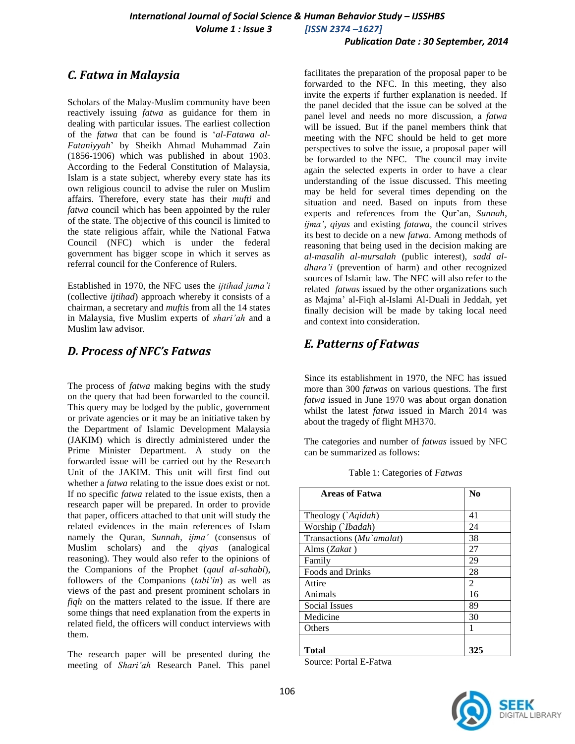## C. Fatwa in Malaysia

Scholars of the Malay-Muslim community have been reactively issuing *fatwa* as guidance for them in dealing with particular issues. The earliest collection of the *fatwa* that can be found is '*al-Fatawa al-Fataniyyah*' by Sheikh Ahmad Muhammad Zain (1856-1906) which was published in about 1903. According to the Federal Constitution of Malaysia, Islam is a state subject, whereby every state has its own religious council to advise the ruler on Muslim affairs. Therefore, every state has their *mufti* and *fatwa* council which has been appointed by the ruler of the state. The objective of this council is limited to the state religious affair, while the National Fatwa Council (NFC) which is under the federal government has bigger scope in which it serves as referral council for the Conference of Rulers.

Established in 1970, the NFC uses the *ijtihad jama'i* (collective *ijtihad*) approach whereby it consists of a chairman, a secretary and *mufti*s from all the 14 states in Malaysia, five Muslim experts of *shari'ah* and a Muslim law advisor.

## D. Process of NFC's Fatwas

The process of *fatwa* making begins with the study on the query that had been forwarded to the council. This query may be lodged by the public, government or private agencies or it may be an initiative taken by the Department of Islamic Development Malaysia (JAKIM) which is directly administered under the Prime Minister Department. A study on the forwarded issue will be carried out by the Research Unit of the JAKIM. This unit will first find out whether a *fatwa* relating to the issue does exist or not. If no specific *fatwa* related to the issue exists, then a research paper will be prepared. In order to provide that paper, officers attached to that unit will study the related evidences in the main references of Islam namely the Quran, *Sunnah*, *ijma'* (consensus of Muslim scholars) and the *qiyas* (analogical reasoning). They would also refer to the opinions of the Companions of the Prophet (*qaul al-sahabi*), followers of the Companions (*tabi'in*) as well as views of the past and present prominent scholars in *fiqh* on the matters related to the issue. If there are some things that need explanation from the experts in related field, the officers will conduct interviews with them.

The research paper will be presented during the meeting of *Shari'ah* Research Panel. This panel facilitates the preparation of the proposal paper to be forwarded to the NFC. In this meeting, they also invite the experts if further explanation is needed. If the panel decided that the issue can be solved at the panel level and needs no more discussion, a *fatwa* will be issued. But if the panel members think that meeting with the NFC should be held to get more perspectives to solve the issue, a proposal paper will be forwarded to the NFC. The council may invite again the selected experts in order to have a clear understanding of the issue discussed. This meeting may be held for several times depending on the situation and need. Based on inputs from these experts and references from the Qur'an, *Sunnah*, *ijma'*, *qiyas* and existing *fatawa*, the council strives its best to decide on a new *fatwa*. Among methods of reasoning that being used in the decision making are *al-masalih al-mursalah* (public interest), *sadd al-dhara'i* (prevention of harm) and other recognized sources of Islamic law. The NFC will also refer to the related *fatwas* issued by the other organizations such as Majma' al-Fiqh al-Islami Al-Duali in Jeddah, yet finally decision will be made by taking local need and context into consideration.

## E. Patterns of Fatwas

Since its establishment in 1970, the NFC has issued more than 300 *fatwas* on various questions. The first *fatwa* issued in June 1970 was about organ donation whilst the latest *fatwa* issued in March 2014 was about the tragedy of flight MH370.

The categories and number of *fatwas* issued by NFC can be summarized as follows:

Table 1: Categories of *Fatwas*

| Areas of Fatwa | No |
|---|---|
| Theology (`*Aqidah*) | 41 |
| Worship (`*Ibadah*) | 24 |
| Transactions (*Mu`amalat*) | 38 |
| Alms (*Zakat* ) | 27 |
| Family | 29 |
| Foods and Drinks | 28 |
| Attire | 2 |
| Animals | 16 |
| Social Issues | 89 |
| Medicine | 30 |
| Others | 1 |
| **Total** | **325** |

Source: Portal E-Fatwa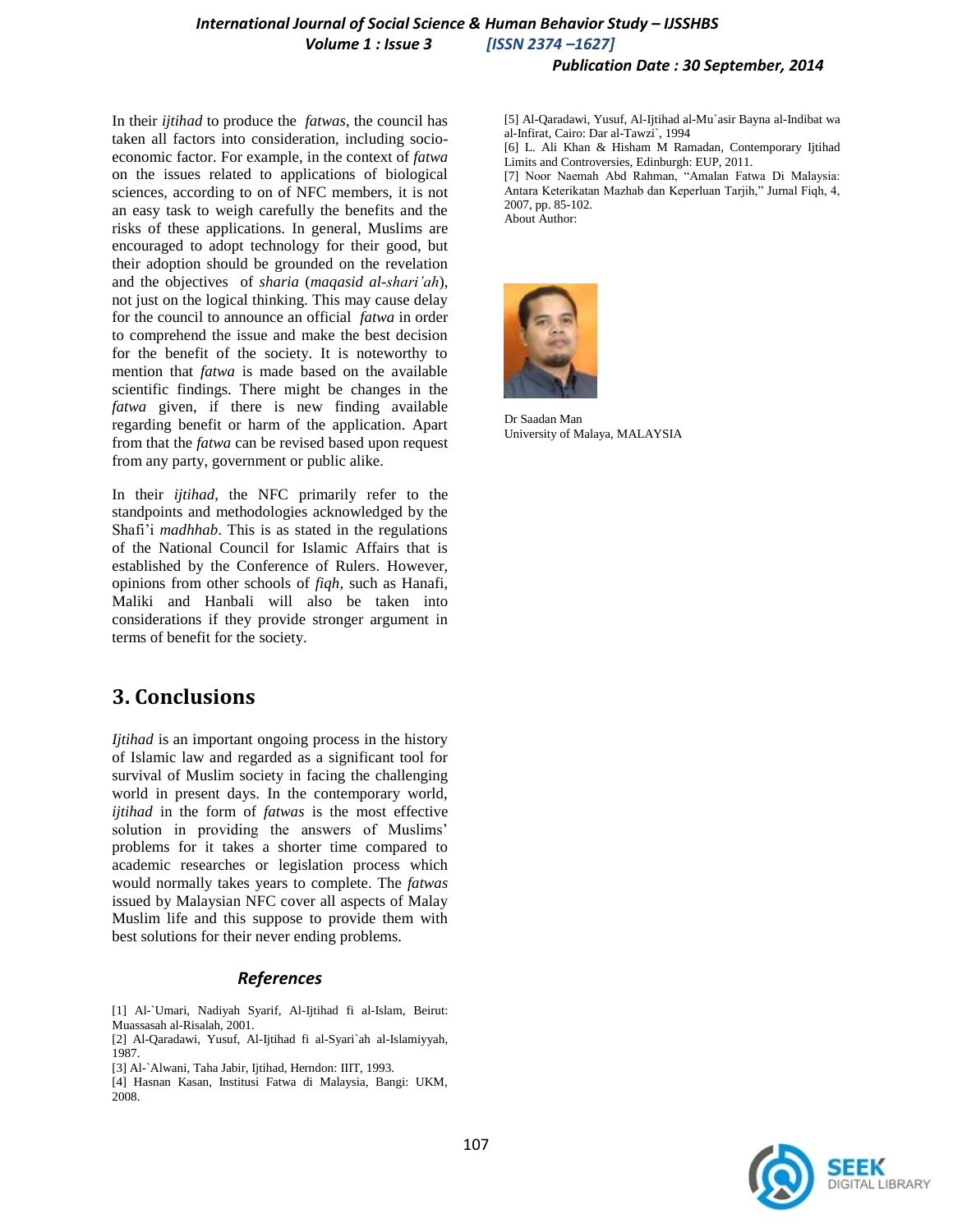In their *ijtihad* to produce the *fatwas*, the council has taken all factors into consideration, including socio-economic factor. For example, in the context of *fatwa* on the issues related to applications of biological sciences, according to on of NFC members, it is not an easy task to weigh carefully the benefits and the risks of these applications. In general, Muslims are encouraged to adopt technology for their good, but their adoption should be grounded on the revelation and the objectives of *sharia* (*maqasid al-shari'ah*), not just on the logical thinking. This may cause delay for the council to announce an official *fatwa* in order to comprehend the issue and make the best decision for the benefit of the society. It is noteworthy to mention that *fatwa* is made based on the available scientific findings. There might be changes in the *fatwa* given, if there is new finding available regarding benefit or harm of the application. Apart from that the *fatwa* can be revised based upon request from any party, government or public alike.

In their *ijtihad*, the NFC primarily refer to the standpoints and methodologies acknowledged by the Shafi'i *madhhab*. This is as stated in the regulations of the National Council for Islamic Affairs that is established by the Conference of Rulers. However, opinions from other schools of *fiqh*, such as Hanafi, Maliki and Hanbali will also be taken into considerations if they provide stronger argument in terms of benefit for the society.

## 3. Conclusions

*Ijtihad* is an important ongoing process in the history of Islamic law and regarded as a significant tool for survival of Muslim society in facing the challenging world in present days. In the contemporary world, *ijtihad* in the form of *fatwas* is the most effective solution in providing the answers of Muslims' problems for it takes a shorter time compared to academic researches or legislation process which would normally takes years to complete. The *fatwas* issued by Malaysian NFC cover all aspects of Malay Muslim life and this suppose to provide them with best solutions for their never ending problems.

### *References*

[1] Al-`Umari, Nadiyah Syarif, Al-Ijtihad fi al-Islam, Beirut: Muassasah al-Risalah, 2001.

[2] Al-Qaradawi, Yusuf, Al-Ijtihad fi al-Syari`ah al-Islamiyyah, 1987.

[3] Al-`Alwani, Taha Jabir, Ijtihad, Herndon: IIIT, 1993.

[4] Hasnan Kasan, Institusi Fatwa di Malaysia, Bangi: UKM, 2008.

[5] Al-Qaradawi, Yusuf, Al-Ijtihad al-Mu`asir Bayna al-Indibat wa al-Infirat, Cairo: Dar al-Tawzi`, 1994

[6] L. Ali Khan & Hisham M Ramadan, Contemporary Ijtihad Limits and Controversies, Edinburgh: EUP, 2011.

[7] Noor Naemah Abd Rahman, "Amalan Fatwa Di Malaysia: Antara Keterikatan Mazhab dan Keperluan Tarjih," Jurnal Fiqh, 4, 2007, pp. 85-102.

About Author:

Dr Saadan Man
University of Malaya, MALAYSIA